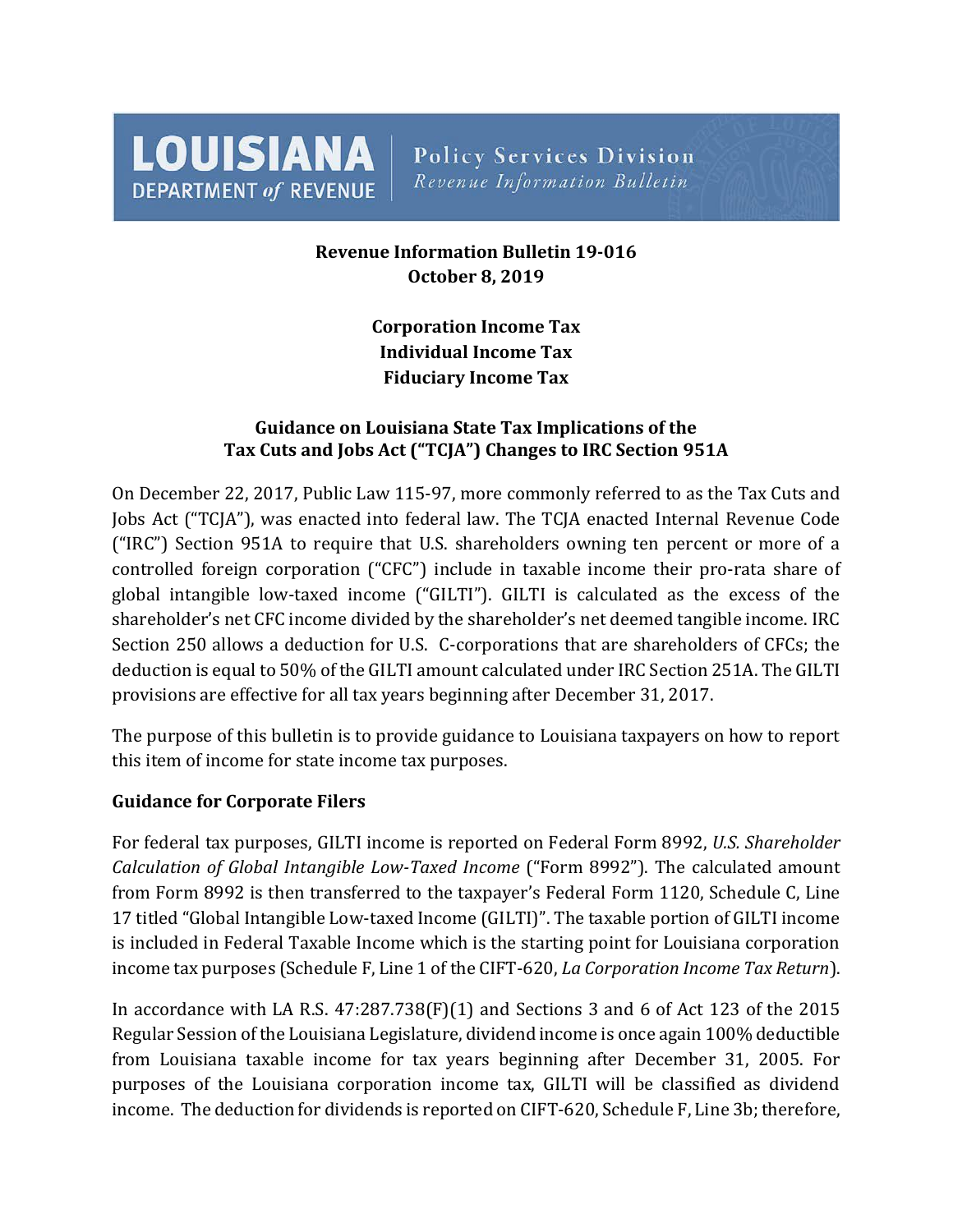**LOUISIANA DEPARTMENT of REVENUE** | Policy Services Division — *Revenue Information Bulletin*

**Revenue Information Bulletin 19-016**
**October 8, 2019**

**Corporation Income Tax**
**Individual Income Tax**
**Fiduciary Income Tax**

## Guidance on Louisiana State Tax Implications of the Tax Cuts and Jobs Act ("TCJA") Changes to IRC Section 951A

On December 22, 2017, Public Law 115-97, more commonly referred to as the Tax Cuts and Jobs Act ("TCJA"), was enacted into federal law. The TCJA enacted Internal Revenue Code ("IRC") Section 951A to require that U.S. shareholders owning ten percent or more of a controlled foreign corporation ("CFC") include in taxable income their pro-rata share of global intangible low-taxed income ("GILTI"). GILTI is calculated as the excess of the shareholder's net CFC income divided by the shareholder's net deemed tangible income. IRC Section 250 allows a deduction for U.S. C-corporations that are shareholders of CFCs; the deduction is equal to 50% of the GILTI amount calculated under IRC Section 251A. The GILTI provisions are effective for all tax years beginning after December 31, 2017.

The purpose of this bulletin is to provide guidance to Louisiana taxpayers on how to report this item of income for state income tax purposes.

### Guidance for Corporate Filers

For federal tax purposes, GILTI income is reported on Federal Form 8992, *U.S. Shareholder Calculation of Global Intangible Low-Taxed Income* ("Form 8992"). The calculated amount from Form 8992 is then transferred to the taxpayer's Federal Form 1120, Schedule C, Line 17 titled "Global Intangible Low-taxed Income (GILTI)". The taxable portion of GILTI income is included in Federal Taxable Income which is the starting point for Louisiana corporation income tax purposes (Schedule F, Line 1 of the CIFT-620, *La Corporation Income Tax Return*).

In accordance with LA R.S. 47:287.738(F)(1) and Sections 3 and 6 of Act 123 of the 2015 Regular Session of the Louisiana Legislature, dividend income is once again 100% deductible from Louisiana taxable income for tax years beginning after December 31, 2005. For purposes of the Louisiana corporation income tax, GILTI will be classified as dividend income. The deduction for dividends is reported on CIFT-620, Schedule F, Line 3b; therefore,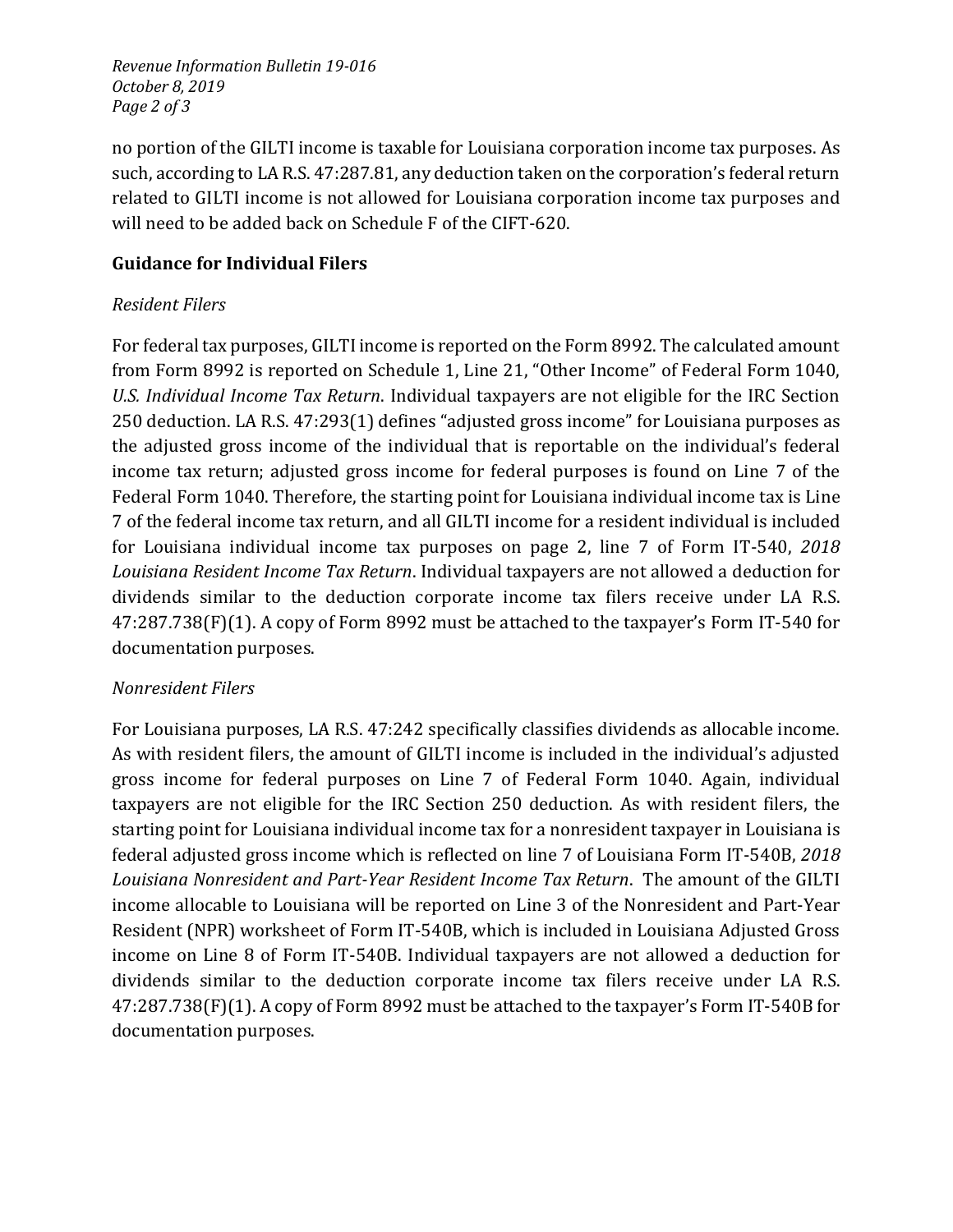no portion of the GILTI income is taxable for Louisiana corporation income tax purposes. As such, according to LA R.S. 47:287.81, any deduction taken on the corporation's federal return related to GILTI income is not allowed for Louisiana corporation income tax purposes and will need to be added back on Schedule F of the CIFT-620.

## Guidance for Individual Filers

### *Resident Filers*

For federal tax purposes, GILTI income is reported on the Form 8992. The calculated amount from Form 8992 is reported on Schedule 1, Line 21, "Other Income" of Federal Form 1040, *U.S. Individual Income Tax Return*. Individual taxpayers are not eligible for the IRC Section 250 deduction. LA R.S. 47:293(1) defines "adjusted gross income" for Louisiana purposes as the adjusted gross income of the individual that is reportable on the individual's federal income tax return; adjusted gross income for federal purposes is found on Line 7 of the Federal Form 1040. Therefore, the starting point for Louisiana individual income tax is Line 7 of the federal income tax return, and all GILTI income for a resident individual is included for Louisiana individual income tax purposes on page 2, line 7 of Form IT-540, *2018 Louisiana Resident Income Tax Return*. Individual taxpayers are not allowed a deduction for dividends similar to the deduction corporate income tax filers receive under LA R.S. 47:287.738(F)(1). A copy of Form 8992 must be attached to the taxpayer's Form IT-540 for documentation purposes.

### *Nonresident Filers*

For Louisiana purposes, LA R.S. 47:242 specifically classifies dividends as allocable income. As with resident filers, the amount of GILTI income is included in the individual's adjusted gross income for federal purposes on Line 7 of Federal Form 1040. Again, individual taxpayers are not eligible for the IRC Section 250 deduction. As with resident filers, the starting point for Louisiana individual income tax for a nonresident taxpayer in Louisiana is federal adjusted gross income which is reflected on line 7 of Louisiana Form IT-540B, *2018 Louisiana Nonresident and Part-Year Resident Income Tax Return*. The amount of the GILTI income allocable to Louisiana will be reported on Line 3 of the Nonresident and Part-Year Resident (NPR) worksheet of Form IT-540B, which is included in Louisiana Adjusted Gross income on Line 8 of Form IT-540B. Individual taxpayers are not allowed a deduction for dividends similar to the deduction corporate income tax filers receive under LA R.S. 47:287.738(F)(1). A copy of Form 8992 must be attached to the taxpayer's Form IT-540B for documentation purposes.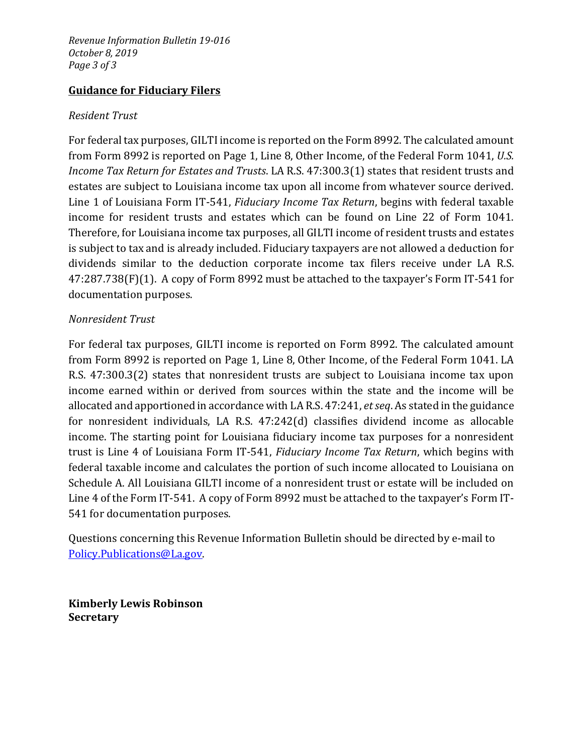**Guidance for Fiduciary Filers**

*Resident Trust*

For federal tax purposes, GILTI income is reported on the Form 8992. The calculated amount from Form 8992 is reported on Page 1, Line 8, Other Income, of the Federal Form 1041, *U.S. Income Tax Return for Estates and Trusts*. LA R.S. 47:300.3(1) states that resident trusts and estates are subject to Louisiana income tax upon all income from whatever source derived. Line 1 of Louisiana Form IT-541, *Fiduciary Income Tax Return*, begins with federal taxable income for resident trusts and estates which can be found on Line 22 of Form 1041. Therefore, for Louisiana income tax purposes, all GILTI income of resident trusts and estates is subject to tax and is already included. Fiduciary taxpayers are not allowed a deduction for dividends similar to the deduction corporate income tax filers receive under LA R.S. 47:287.738(F)(1). A copy of Form 8992 must be attached to the taxpayer's Form IT-541 for documentation purposes.

*Nonresident Trust*

For federal tax purposes, GILTI income is reported on Form 8992. The calculated amount from Form 8992 is reported on Page 1, Line 8, Other Income, of the Federal Form 1041. LA R.S. 47:300.3(2) states that nonresident trusts are subject to Louisiana income tax upon income earned within or derived from sources within the state and the income will be allocated and apportioned in accordance with LA R.S. 47:241, *et seq*. As stated in the guidance for nonresident individuals, LA R.S. 47:242(d) classifies dividend income as allocable income. The starting point for Louisiana fiduciary income tax purposes for a nonresident trust is Line 4 of Louisiana Form IT-541, *Fiduciary Income Tax Return*, which begins with federal taxable income and calculates the portion of such income allocated to Louisiana on Schedule A. All Louisiana GILTI income of a nonresident trust or estate will be included on Line 4 of the Form IT-541. A copy of Form 8992 must be attached to the taxpayer's Form IT-541 for documentation purposes.

Questions concerning this Revenue Information Bulletin should be directed by e-mail to Policy.Publications@La.gov.

**Kimberly Lewis Robinson**
**Secretary**